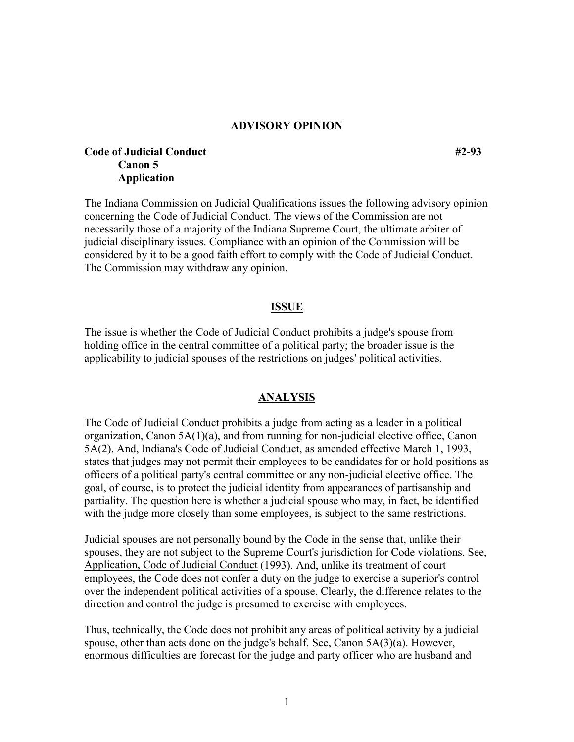**ADVISORY OPINION**

**Code of Judicial Conduct** **#2-93**
**Canon 5**
**Application**

The Indiana Commission on Judicial Qualifications issues the following advisory opinion concerning the Code of Judicial Conduct. The views of the Commission are not necessarily those of a majority of the Indiana Supreme Court, the ultimate arbiter of judicial disciplinary issues. Compliance with an opinion of the Commission will be considered by it to be a good faith effort to comply with the Code of Judicial Conduct. The Commission may withdraw any opinion.

## ISSUE

The issue is whether the Code of Judicial Conduct prohibits a judge's spouse from holding office in the central committee of a political party; the broader issue is the applicability to judicial spouses of the restrictions on judges' political activities.

## ANALYSIS

The Code of Judicial Conduct prohibits a judge from acting as a leader in a political organization, Canon 5A(1)(a), and from running for non-judicial elective office, Canon 5A(2). And, Indiana's Code of Judicial Conduct, as amended effective March 1, 1993, states that judges may not permit their employees to be candidates for or hold positions as officers of a political party's central committee or any non-judicial elective office. The goal, of course, is to protect the judicial identity from appearances of partisanship and partiality. The question here is whether a judicial spouse who may, in fact, be identified with the judge more closely than some employees, is subject to the same restrictions.

Judicial spouses are not personally bound by the Code in the sense that, unlike their spouses, they are not subject to the Supreme Court's jurisdiction for Code violations. See, Application, Code of Judicial Conduct (1993). And, unlike its treatment of court employees, the Code does not confer a duty on the judge to exercise a superior's control over the independent political activities of a spouse. Clearly, the difference relates to the direction and control the judge is presumed to exercise with employees.

Thus, technically, the Code does not prohibit any areas of political activity by a judicial spouse, other than acts done on the judge's behalf. See, Canon 5A(3)(a). However, enormous difficulties are forecast for the judge and party officer who are husband and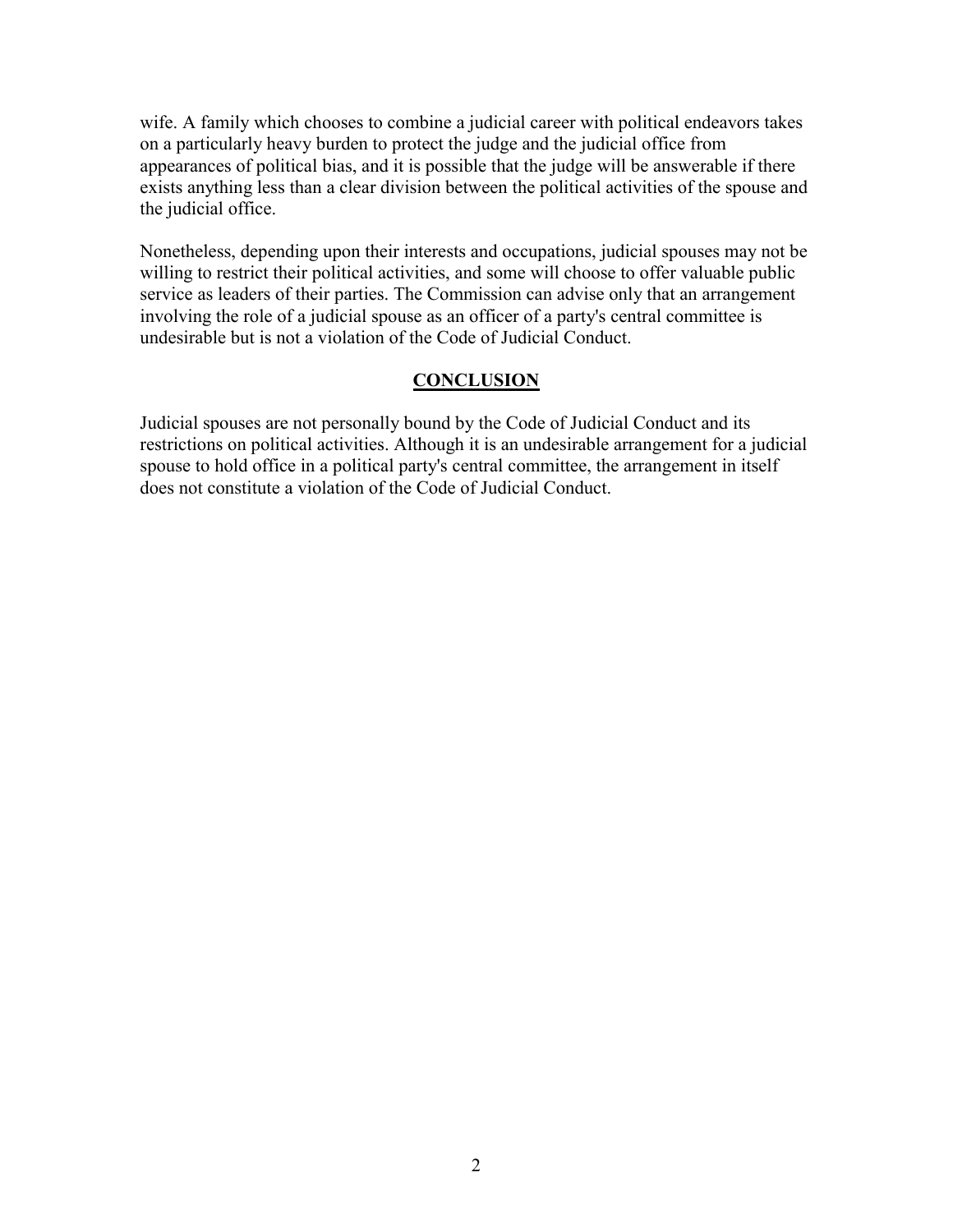wife. A family which chooses to combine a judicial career with political endeavors takes on a particularly heavy burden to protect the judge and the judicial office from appearances of political bias, and it is possible that the judge will be answerable if there exists anything less than a clear division between the political activities of the spouse and the judicial office.

Nonetheless, depending upon their interests and occupations, judicial spouses may not be willing to restrict their political activities, and some will choose to offer valuable public service as leaders of their parties. The Commission can advise only that an arrangement involving the role of a judicial spouse as an officer of a party's central committee is undesirable but is not a violation of the Code of Judicial Conduct.

## CONCLUSION

Judicial spouses are not personally bound by the Code of Judicial Conduct and its restrictions on political activities. Although it is an undesirable arrangement for a judicial spouse to hold office in a political party's central committee, the arrangement in itself does not constitute a violation of the Code of Judicial Conduct.